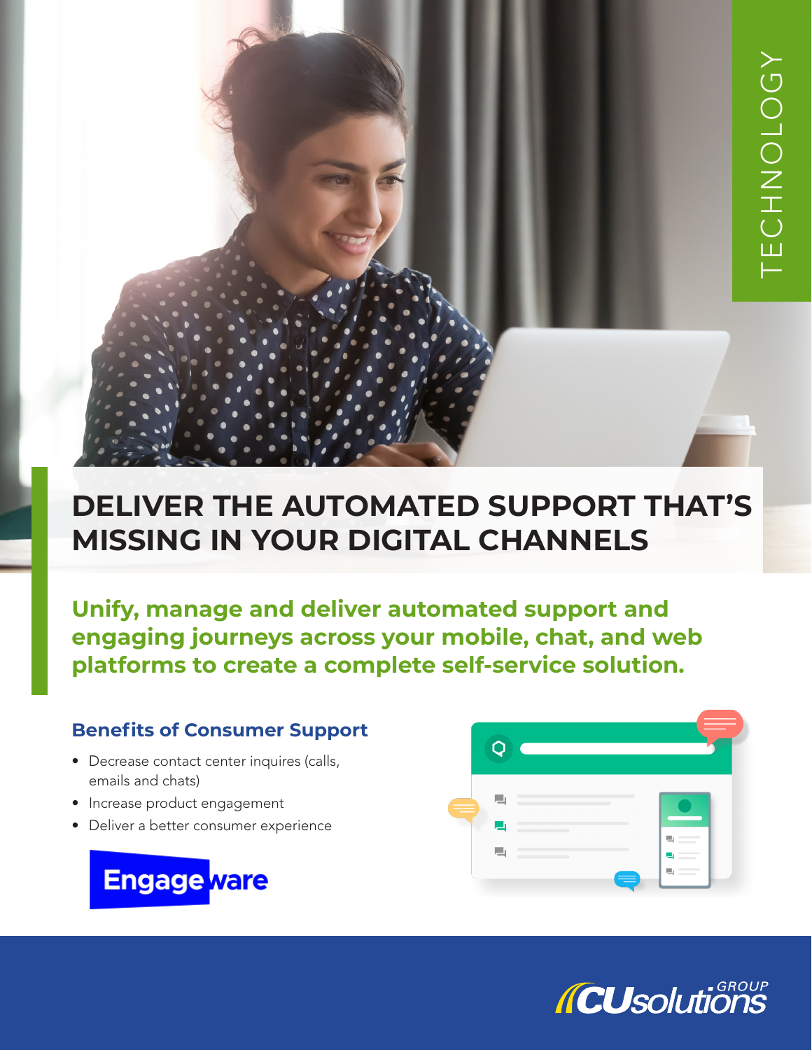TECHNOLOGY

# DELIVER THE AUTOMATED SUPPORT THAT'S MISSING IN YOUR DIGITAL CHANNELS

**Unify, manage and deliver automated support and engaging journeys across your mobile, chat, and web platforms to create a complete self-service solution.**

## Benefits of Consumer Support

- Decrease contact center inquires (calls, emails and chats)
- Increase product engagement
- Deliver a better consumer experience

Engageware

CUsolutions GROUP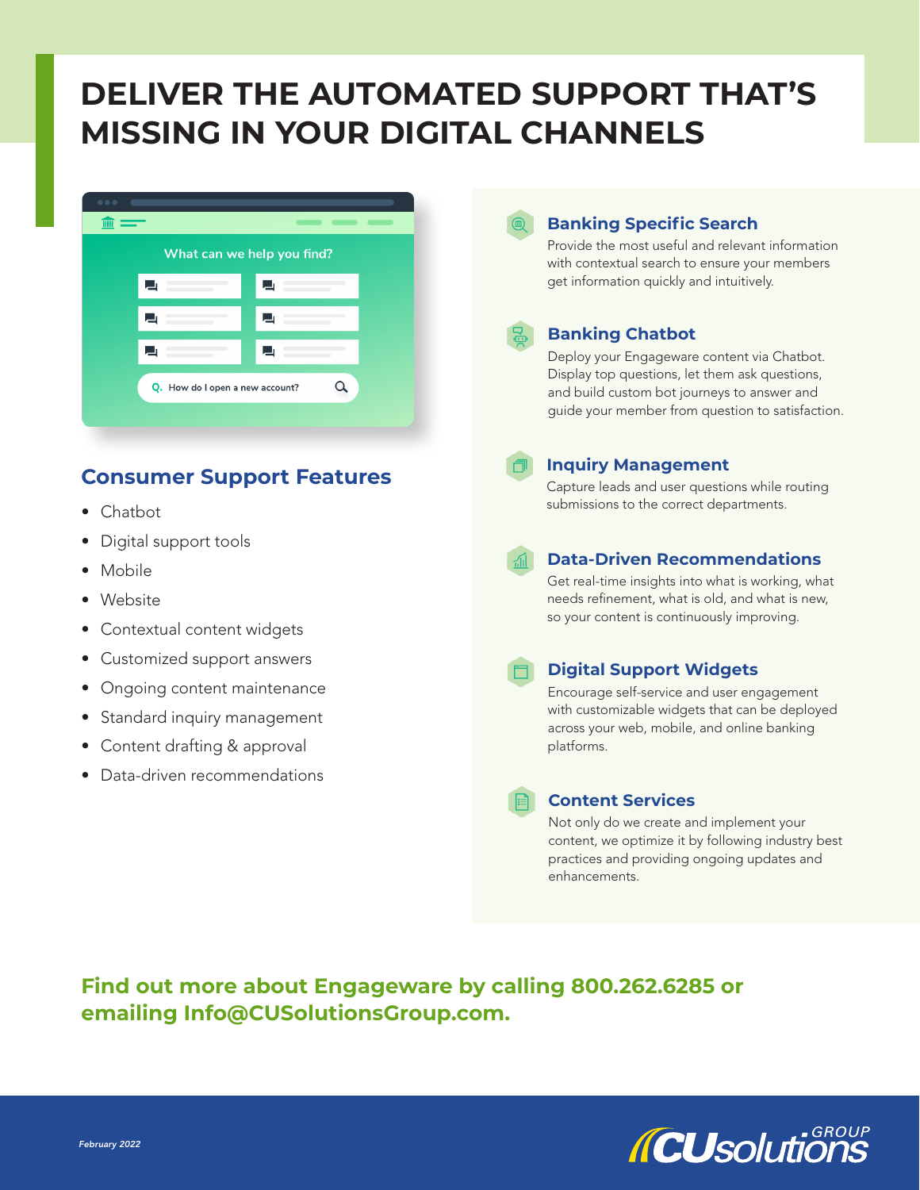# DELIVER THE AUTOMATED SUPPORT THAT'S MISSING IN YOUR DIGITAL CHANNELS

## Consumer Support Features

- Chatbot
- Digital support tools
- Mobile
- Website
- Contextual content widgets
- Customized support answers
- Ongoing content maintenance
- Standard inquiry management
- Content drafting & approval
- Data-driven recommendations

### Banking Specific Search

Provide the most useful and relevant information with contextual search to ensure your members get information quickly and intuitively.

### Banking Chatbot

Deploy your Engageware content via Chatbot. Display top questions, let them ask questions, and build custom bot journeys to answer and guide your member from question to satisfaction.

### Inquiry Management

Capture leads and user questions while routing submissions to the correct departments.

### Data-Driven Recommendations

Get real-time insights into what is working, what needs refinement, what is old, and what is new, so your content is continuously improving.

### Digital Support Widgets

Encourage self-service and user engagement with customizable widgets that can be deployed across your web, mobile, and online banking platforms.

### Content Services

Not only do we create and implement your content, we optimize it by following industry best practices and providing ongoing updates and enhancements.

**Find out more about Engageware by calling 800.262.6285 or emailing Info@CUSolutionsGroup.com.**

*February 2022*

CUsolutions GROUP